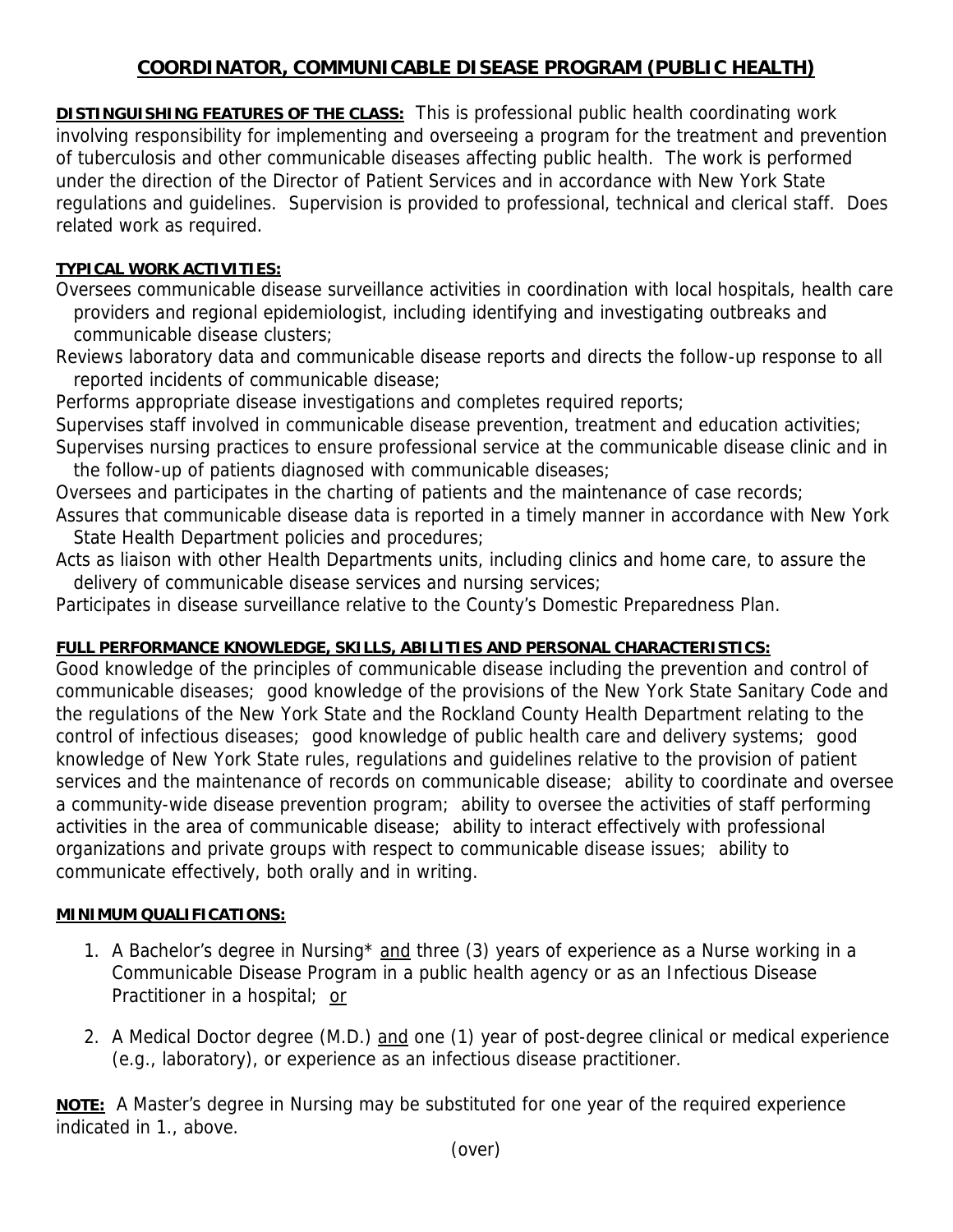# COORDINATOR, COMMUNICABLE DISEASE PROGRAM (PUBLIC HEALTH)

**DISTINGUISHING FEATURES OF THE CLASS:** This is professional public health coordinating work involving responsibility for implementing and overseeing a program for the treatment and prevention of tuberculosis and other communicable diseases affecting public health. The work is performed under the direction of the Director of Patient Services and in accordance with New York State regulations and guidelines. Supervision is provided to professional, technical and clerical staff. Does related work as required.

**TYPICAL WORK ACTIVITIES:**

Oversees communicable disease surveillance activities in coordination with local hospitals, health care providers and regional epidemiologist, including identifying and investigating outbreaks and communicable disease clusters;

Reviews laboratory data and communicable disease reports and directs the follow-up response to all reported incidents of communicable disease;

Performs appropriate disease investigations and completes required reports;

Supervises staff involved in communicable disease prevention, treatment and education activities;

Supervises nursing practices to ensure professional service at the communicable disease clinic and in the follow-up of patients diagnosed with communicable diseases;

Oversees and participates in the charting of patients and the maintenance of case records;

Assures that communicable disease data is reported in a timely manner in accordance with New York State Health Department policies and procedures;

Acts as liaison with other Health Departments units, including clinics and home care, to assure the delivery of communicable disease services and nursing services;

Participates in disease surveillance relative to the County's Domestic Preparedness Plan.

**FULL PERFORMANCE KNOWLEDGE, SKILLS, ABILITIES AND PERSONAL CHARACTERISTICS:**

Good knowledge of the principles of communicable disease including the prevention and control of communicable diseases; good knowledge of the provisions of the New York State Sanitary Code and the regulations of the New York State and the Rockland County Health Department relating to the control of infectious diseases; good knowledge of public health care and delivery systems; good knowledge of New York State rules, regulations and guidelines relative to the provision of patient services and the maintenance of records on communicable disease; ability to coordinate and oversee a community-wide disease prevention program; ability to oversee the activities of staff performing activities in the area of communicable disease; ability to interact effectively with professional organizations and private groups with respect to communicable disease issues; ability to communicate effectively, both orally and in writing.

**MINIMUM QUALIFICATIONS:**

1. A Bachelor's degree in Nursing* and three (3) years of experience as a Nurse working in a Communicable Disease Program in a public health agency or as an Infectious Disease Practitioner in a hospital; or

2. A Medical Doctor degree (M.D.) and one (1) year of post-degree clinical or medical experience (e.g., laboratory), or experience as an infectious disease practitioner.

**NOTE:** A Master's degree in Nursing may be substituted for one year of the required experience indicated in 1., above.

(over)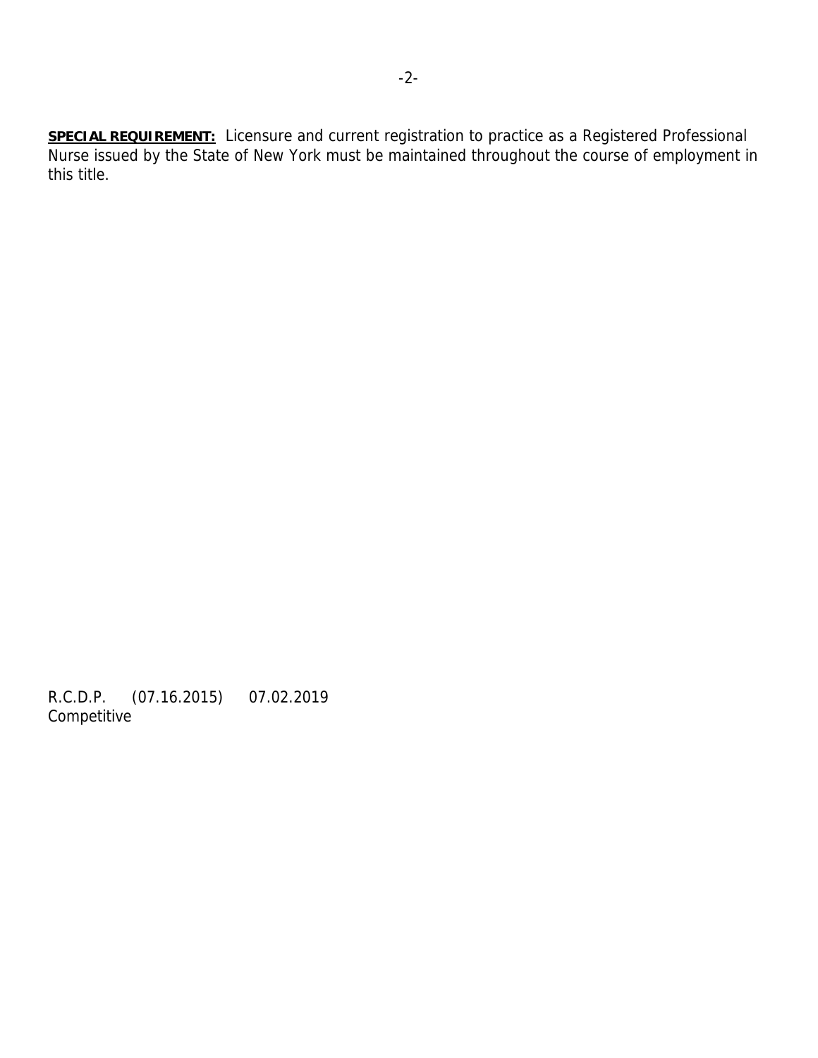**SPECIAL REQUIREMENT:** Licensure and current registration to practice as a Registered Professional Nurse issued by the State of New York must be maintained throughout the course of employment in this title.

R.C.D.P. (07.16.2015) 07.02.2019
Competitive